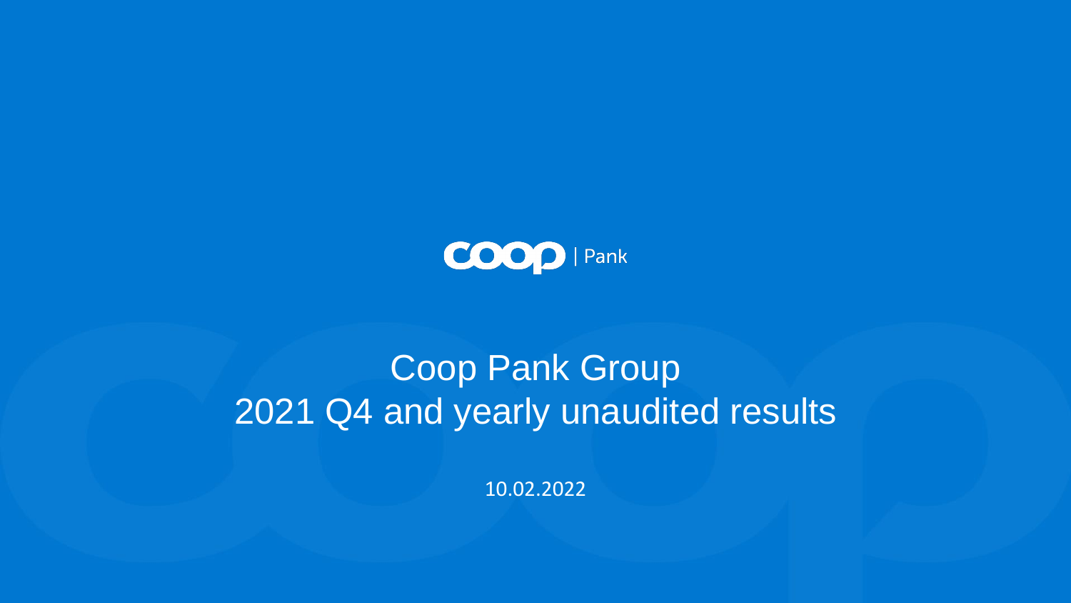coop | Pank

# Coop Pank Group
# 2021 Q4 and yearly unaudited results

10.02.2022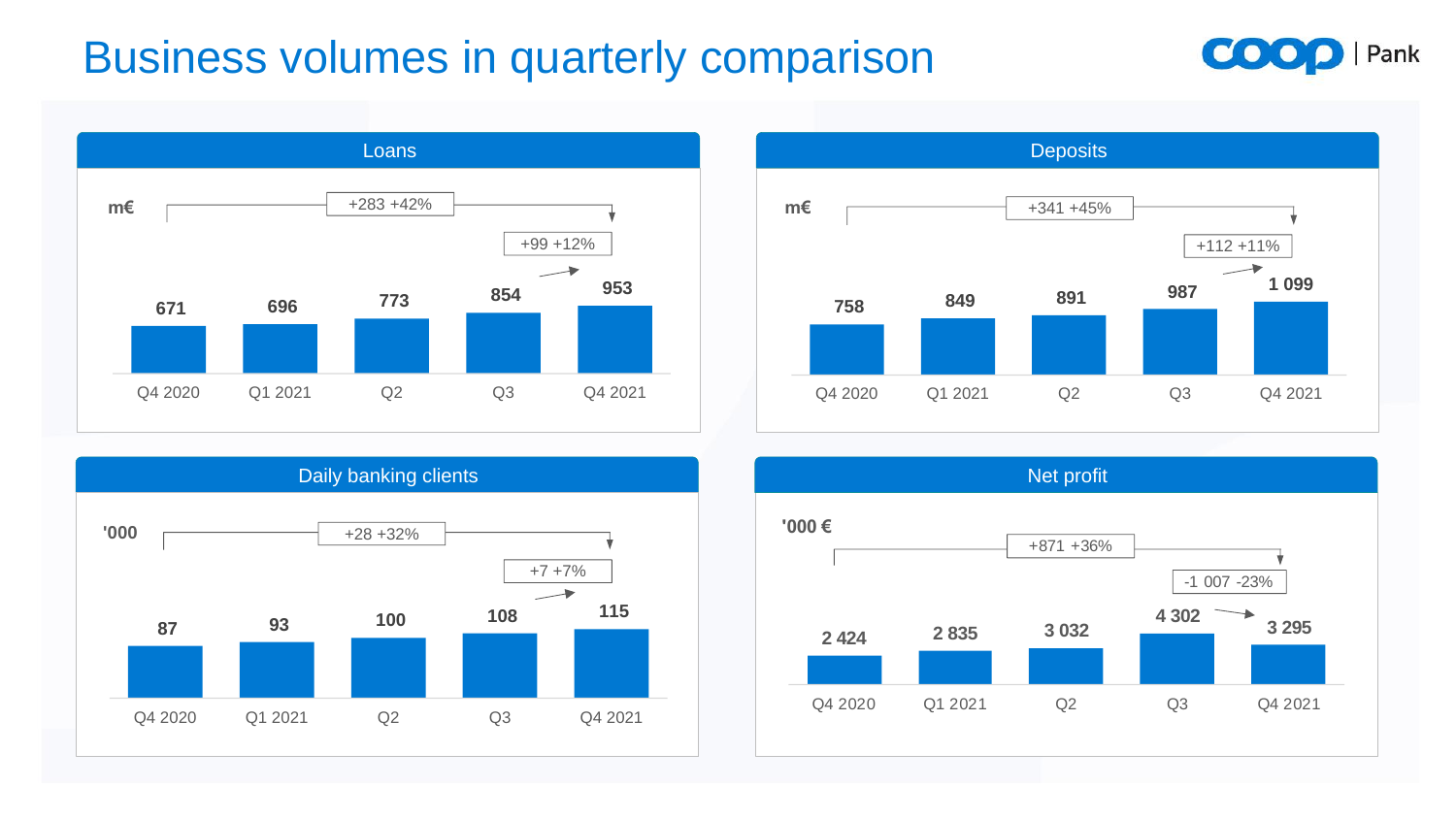# Business volumes in quarterly comparison

## Loans

m€

+283 +42%

+99 +12%

| Q4 2020 | Q1 2021 | Q2 | Q3 | Q4 2021 |
|---|---|---|---|---|
| 671 | 696 | 773 | 854 | 953 |

## Deposits

m€

+341 +45%

+112 +11%

| Q4 2020 | Q1 2021 | Q2 | Q3 | Q4 2021 |
|---|---|---|---|---|
| 758 | 849 | 891 | 987 | 1 099 |

## Daily banking clients

'000

+28 +32%

+7 +7%

| Q4 2020 | Q1 2021 | Q2 | Q3 | Q4 2021 |
|---|---|---|---|---|
| 87 | 93 | 100 | 108 | 115 |

## Net profit

'000 €

+871 +36%

-1 007 -23%

| Q4 2020 | Q1 2021 | Q2 | Q3 | Q4 2021 |
|---|---|---|---|---|
| 2 424 | 2 835 | 3 032 | 4 302 | 3 295 |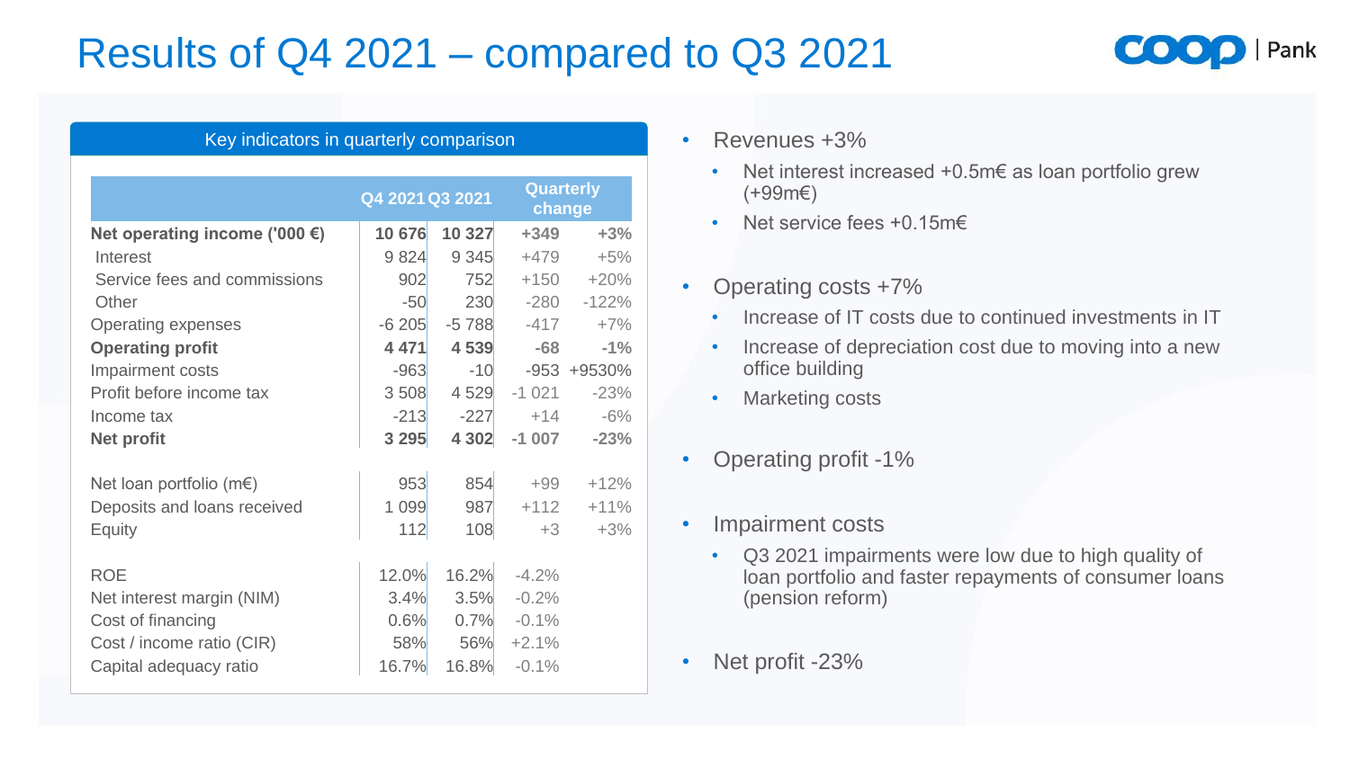# Results of Q4 2021 – compared to Q3 2021

**Key indicators in quarterly comparison**

| | Q4 2021 | Q3 2021 | Quarterly change | |
|---|---|---|---|---|
| **Net operating income ('000 €)** | **10 676** | **10 327** | **+349** | **+3%** |
| Interest | 9 824 | 9 345 | +479 | +5% |
| Service fees and commissions | 902 | 752 | +150 | +20% |
| Other | -50 | 230 | -280 | -122% |
| Operating expenses | -6 205 | -5 788 | -417 | +7% |
| **Operating profit** | **4 471** | **4 539** | **-68** | **-1%** |
| Impairment costs | -963 | -10 | -953 | +9530% |
| Profit before income tax | 3 508 | 4 529 | -1 021 | -23% |
| Income tax | -213 | -227 | +14 | -6% |
| **Net profit** | **3 295** | **4 302** | **-1 007** | **-23%** |
| | | | | |
| Net loan portfolio (m€) | 953 | 854 | +99 | +12% |
| Deposits and loans received | 1 099 | 987 | +112 | +11% |
| Equity | 112 | 108 | +3 | +3% |
| | | | | |
| ROE | 12.0% | 16.2% | -4.2% | |
| Net interest margin (NIM) | 3.4% | 3.5% | -0.2% | |
| Cost of financing | 0.6% | 0.7% | -0.1% | |
| Cost / income ratio (CIR) | 58% | 56% | +2.1% | |
| Capital adequacy ratio | 16.7% | 16.8% | -0.1% | |

- Revenues +3%
  - Net interest increased +0.5m€ as loan portfolio grew (+99m€)
  - Net service fees +0.15m€
- Operating costs +7%
  - Increase of IT costs due to continued investments in IT
  - Increase of depreciation cost due to moving into a new office building
  - Marketing costs
- Operating profit -1%
- Impairment costs
  - Q3 2021 impairments were low due to high quality of loan portfolio and faster repayments of consumer loans (pension reform)
- Net profit -23%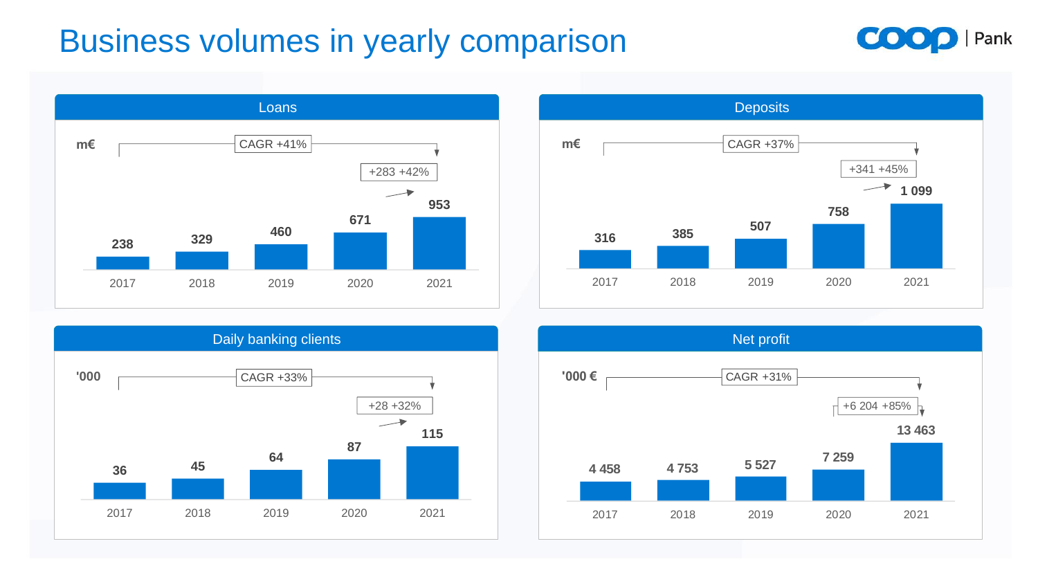# Business volumes in yearly comparison

## Loans

m€

CAGR +41%

+283 +42%

| 2017 | 2018 | 2019 | 2020 | 2021 |
|---|---|---|---|---|
| 238 | 329 | 460 | 671 | 953 |

## Deposits

m€

CAGR +37%

+341 +45%

| 2017 | 2018 | 2019 | 2020 | 2021 |
|---|---|---|---|---|
| 316 | 385 | 507 | 758 | 1 099 |

## Daily banking clients

'000

CAGR +33%

+28 +32%

| 2017 | 2018 | 2019 | 2020 | 2021 |
|---|---|---|---|---|
| 36 | 45 | 64 | 87 | 115 |

## Net profit

'000 €

CAGR +31%

+6 204 +85%

| 2017 | 2018 | 2019 | 2020 | 2021 |
|---|---|---|---|---|
| 4 458 | 4 753 | 5 527 | 7 259 | 13 463 |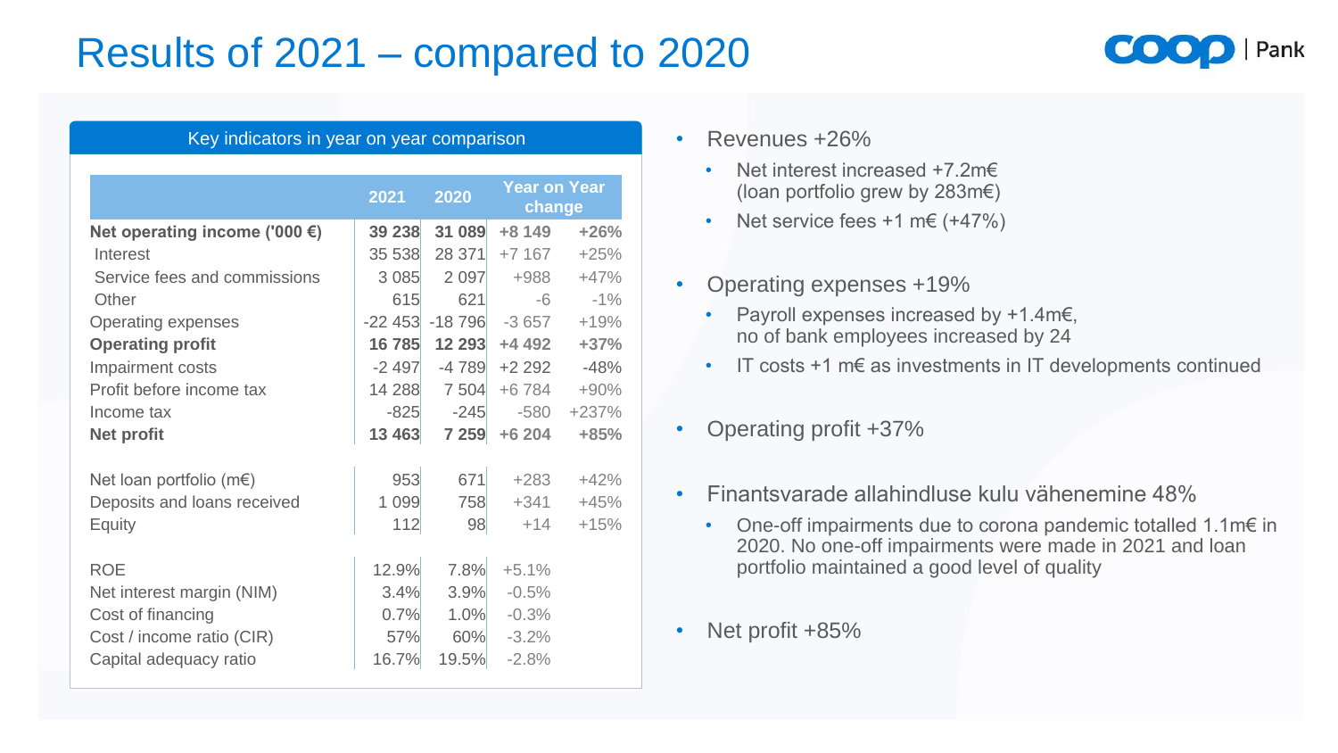# Results of 2021 – compared to 2020

**Key indicators in year on year comparison**

| | 2021 | 2020 | Year on Year change | |
|---|---|---|---|---|
| **Net operating income ('000 €)** | **39 238** | **31 089** | **+8 149** | **+26%** |
| Interest | 35 538 | 28 371 | +7 167 | +25% |
| Service fees and commissions | 3 085 | 2 097 | +988 | +47% |
| Other | 615 | 621 | -6 | -1% |
| Operating expenses | -22 453 | -18 796 | -3 657 | +19% |
| **Operating profit** | **16 785** | **12 293** | **+4 492** | **+37%** |
| Impairment costs | -2 497 | -4 789 | +2 292 | -48% |
| Profit before income tax | 14 288 | 7 504 | +6 784 | +90% |
| Income tax | -825 | -245 | -580 | +237% |
| **Net profit** | **13 463** | **7 259** | **+6 204** | **+85%** |
| Net loan portfolio (m€) | 953 | 671 | +283 | +42% |
| Deposits and loans received | 1 099 | 758 | +341 | +45% |
| Equity | 112 | 98 | +14 | +15% |
| ROE | 12.9% | 7.8% | +5.1% | |
| Net interest margin (NIM) | 3.4% | 3.9% | -0.5% | |
| Cost of financing | 0.7% | 1.0% | -0.3% | |
| Cost / income ratio (CIR) | 57% | 60% | -3.2% | |
| Capital adequacy ratio | 16.7% | 19.5% | -2.8% | |

- Revenues +26%
  - Net interest increased +7.2m€ (loan portfolio grew by 283m€)
  - Net service fees +1 m€ (+47%)
- Operating expenses +19%
  - Payroll expenses increased by +1.4m€, no of bank employees increased by 24
  - IT costs +1 m€ as investments in IT developments continued
- Operating profit +37%
- Finantsvarade allahindluse kulu vähenemine 48%
  - One-off impairments due to corona pandemic totalled 1.1m€ in 2020. No one-off impairments were made in 2021 and loan portfolio maintained a good level of quality
- Net profit +85%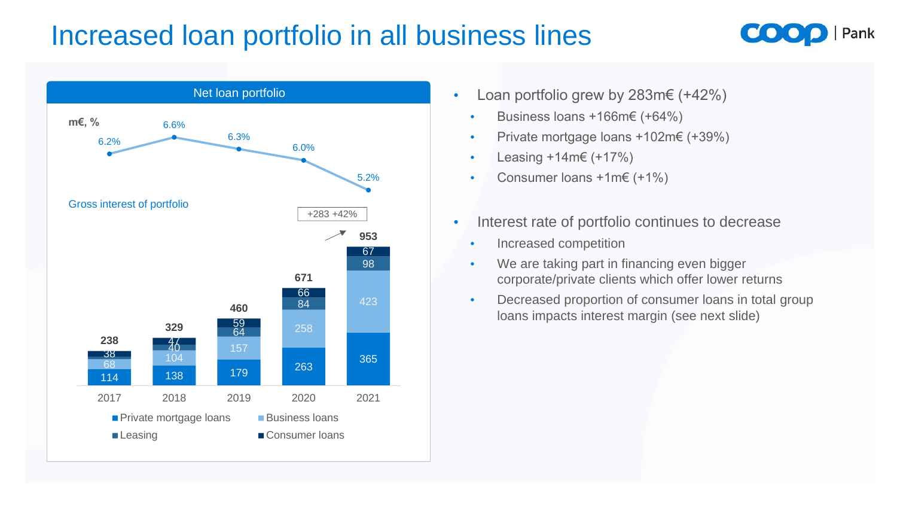# Increased loan portfolio in all business lines

## Net loan portfolio

m€, %

Gross interest of portfolio

| | 2017 | 2018 | 2019 | 2020 | 2021 |
|---|---|---|---|---|---|
| Gross interest of portfolio | 6.2% | 6.6% | 6.3% | 6.0% | 5.2% |
| Private mortgage loans | 114 | 138 | 179 | 263 | 365 |
| Business loans | 68 | 104 | 157 | 258 | 423 |
| Leasing | 38 | 40 | 64 | 84 | 98 |
| Consumer loans | | 47 | 59 | 66 | 67 |
| Total | 238 | 329 | 460 | 671 | 953 |

+283 +42%

- Loan portfolio grew by 283m€ (+42%)
  - Business loans +166m€ (+64%)
  - Private mortgage loans +102m€ (+39%)
  - Leasing +14m€ (+17%)
  - Consumer loans +1m€ (+1%)
- Interest rate of portfolio continues to decrease
  - Increased competition
  - We are taking part in financing even bigger corporate/private clients which offer lower returns
  - Decreased proportion of consumer loans in total group loans impacts interest margin (see next slide)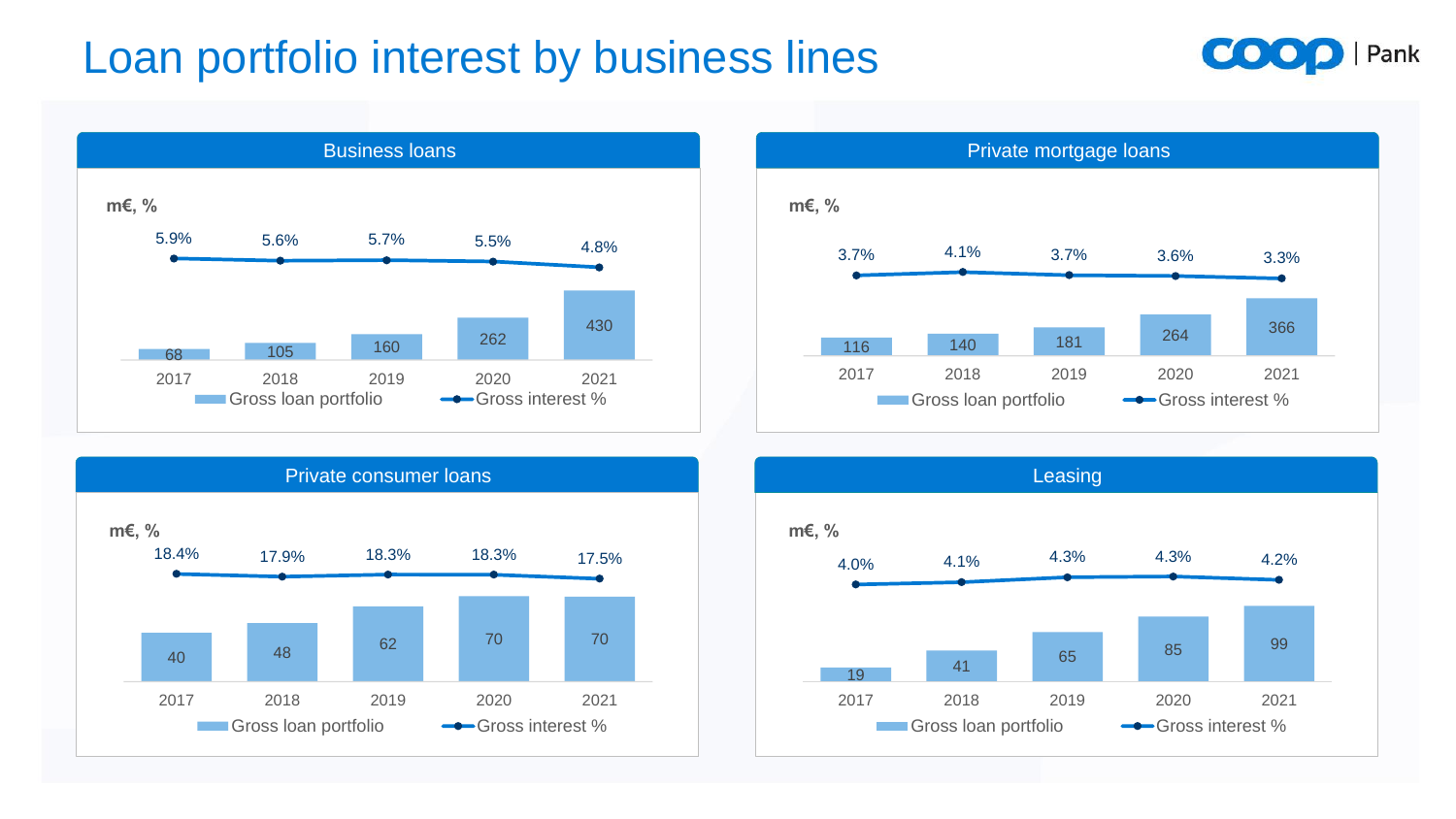# Loan portfolio interest by business lines

## Business loans

m€, %

| | 2017 | 2018 | 2019 | 2020 | 2021 |
|---|---|---|---|---|---|
| Gross loan portfolio | 68 | 105 | 160 | 262 | 430 |
| Gross interest % | 5.9% | 5.6% | 5.7% | 5.5% | 4.8% |

## Private mortgage loans

m€, %

| | 2017 | 2018 | 2019 | 2020 | 2021 |
|---|---|---|---|---|---|
| Gross loan portfolio | 116 | 140 | 181 | 264 | 366 |
| Gross interest % | 3.7% | 4.1% | 3.7% | 3.6% | 3.3% |

## Private consumer loans

m€, %

| | 2017 | 2018 | 2019 | 2020 | 2021 |
|---|---|---|---|---|---|
| Gross loan portfolio | 40 | 48 | 62 | 70 | 70 |
| Gross interest % | 18.4% | 17.9% | 18.3% | 18.3% | 17.5% |

## Leasing

m€, %

| | 2017 | 2018 | 2019 | 2020 | 2021 |
|---|---|---|---|---|---|
| Gross loan portfolio | 19 | 41 | 65 | 85 | 99 |
| Gross interest % | 4.0% | 4.1% | 4.3% | 4.3% | 4.2% |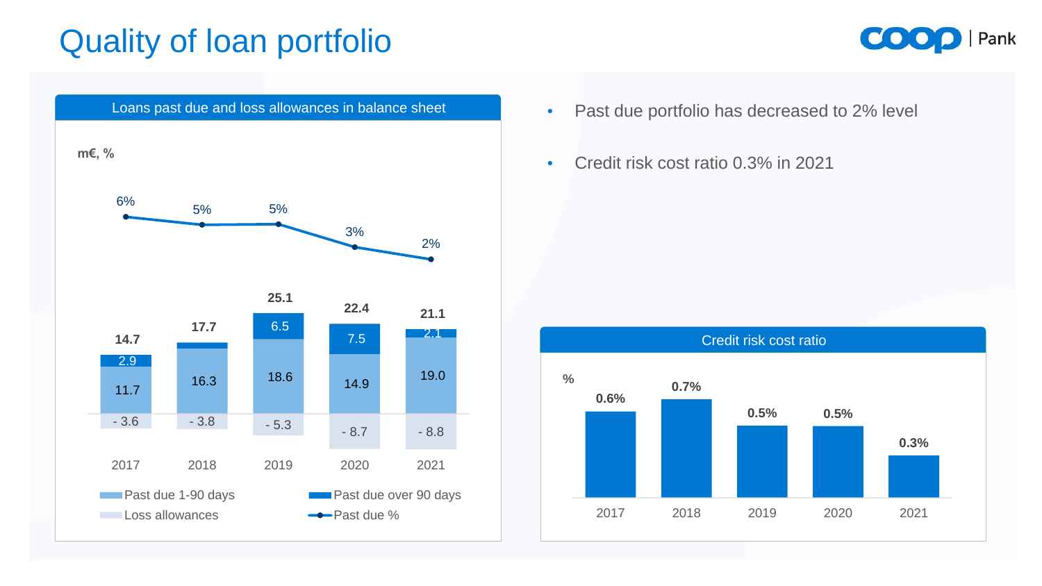# Quality of loan portfolio

## Loans past due and loss allowances in balance sheet

m€, %

| | 2017 | 2018 | 2019 | 2020 | 2021 |
|---|---|---|---|---|---|
| Past due 1-90 days | 11.7 | 16.3 | 18.6 | 14.9 | 19.0 |
| Past due over 90 days | 2.9 | | 6.5 | 7.5 | 2.1 |
| Total | 14.7 | 17.7 | 25.1 | 22.4 | 21.1 |
| Loss allowances | - 3.6 | - 3.8 | - 5.3 | - 8.7 | - 8.8 |
| Past due % | 6% | 5% | 5% | 3% | 2% |

- Past due portfolio has decreased to 2% level
- Credit risk cost ratio 0.3% in 2021

## Credit risk cost ratio

%

| 2017 | 2018 | 2019 | 2020 | 2021 |
|---|---|---|---|---|
| 0.6% | 0.7% | 0.5% | 0.5% | 0.3% |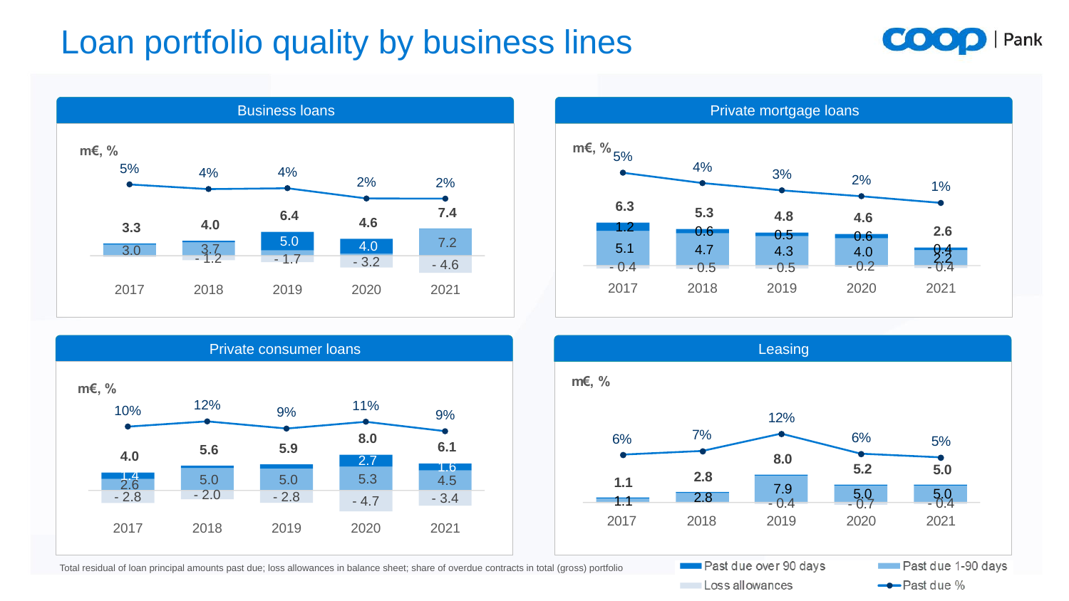# Loan portfolio quality by business lines

## Business loans

m€, %

| | 2017 | 2018 | 2019 | 2020 | 2021 |
|---|---|---|---|---|---|
| Total past due | 3.3 | 4.0 | 6.4 | 4.6 | 7.4 |
| Past due over 90 days | | | 5.0 | 4.0 | |
| Past due 1-90 days | 3.0 | 3.7 | | | 7.2 |
| Loss allowances | | - 1.2 | - 1.7 | - 3.2 | - 4.6 |
| Past due % | 5% | 4% | 4% | 2% | 2% |

## Private mortgage loans

m€, %

| | 2017 | 2018 | 2019 | 2020 | 2021 |
|---|---|---|---|---|---|
| Total past due | 6.3 | 5.3 | 4.8 | 4.6 | 2.6 |
| Past due over 90 days | 1.2 | 0.6 | 0.5 | 0.6 | 0.4 |
| Past due 1-90 days | 5.1 | 4.7 | 4.3 | 4.0 | 2.2 |
| Loss allowances | - 0.4 | - 0.5 | - 0.5 | - 0.2 | - 0.4 |
| Past due % | 5% | 4% | 3% | 2% | 1% |

## Private consumer loans

m€, %

| | 2017 | 2018 | 2019 | 2020 | 2021 |
|---|---|---|---|---|---|
| Total past due | 4.0 | 5.6 | 5.9 | 8.0 | 6.1 |
| Past due over 90 days | 1.4 | | | 2.7 | 1.6 |
| Past due 1-90 days | 2.6 | 5.0 | 5.0 | 5.3 | 4.5 |
| Loss allowances | - 2.8 | - 2.0 | - 2.8 | - 4.7 | - 3.4 |
| Past due % | 10% | 12% | 9% | 11% | 9% |

## Leasing

m€, %

| | 2017 | 2018 | 2019 | 2020 | 2021 |
|---|---|---|---|---|---|
| Total past due | 1.1 | 2.8 | 8.0 | 5.2 | 5.0 |
| Past due 1-90 days | 1.1 | 2.8 | 7.9 | 5.0 | 5.0 |
| Loss allowances | | | - 0.4 | - 0.7 | - 0.4 |
| Past due % | 6% | 7% | 12% | 6% | 5% |

Total residual of loan principal amounts past due; loss allowances in balance sheet; share of overdue contracts in total (gross) portfolio

Legend: Past due over 90 days; Past due 1-90 days; Loss allowances; Past due %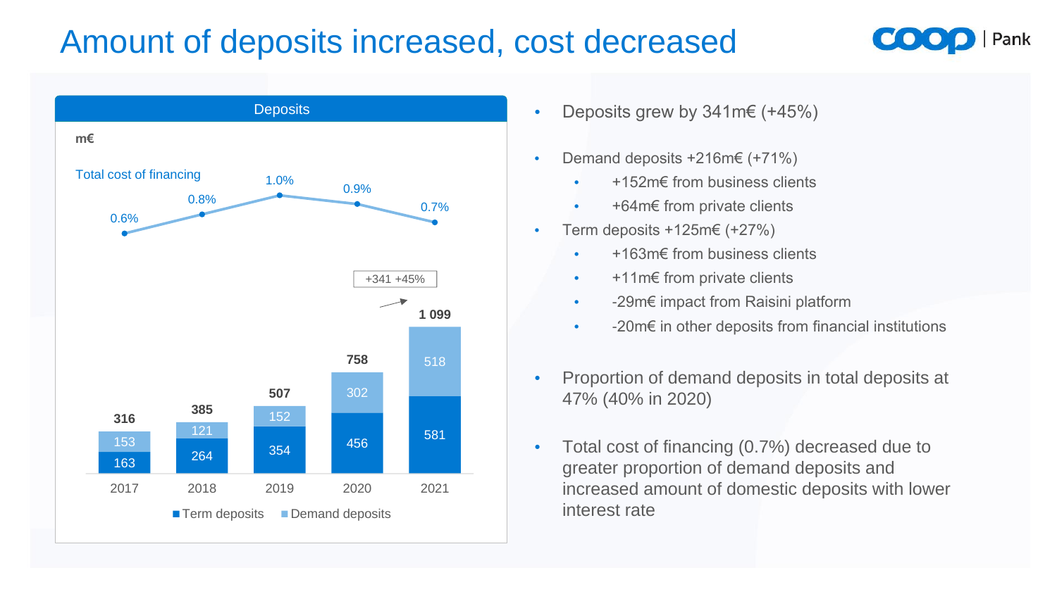# Amount of deposits increased, cost decreased

## Deposits

m€

| | 2017 | 2018 | 2019 | 2020 | 2021 |
|---|---|---|---|---|---|
| Total cost of financing | 0.6% | 0.8% | 1.0% | 0.9% | 0.7% |
| Term deposits | 163 | 264 | 354 | 456 | 581 |
| Demand deposits | 153 | 121 | 152 | 302 | 518 |
| Total | 316 | 385 | 507 | 758 | 1 099 |

+341 +45%

- Deposits grew by 341m€ (+45%)
- Demand deposits +216m€ (+71%)
  - +152m€ from business clients
  - +64m€ from private clients
- Term deposits +125m€ (+27%)
  - +163m€ from business clients
  - +11m€ from private clients
  - -29m€ impact from Raisini platform
  - -20m€ in other deposits from financial institutions
- Proportion of demand deposits in total deposits at 47% (40% in 2020)
- Total cost of financing (0.7%) decreased due to greater proportion of demand deposits and increased amount of domestic deposits with lower interest rate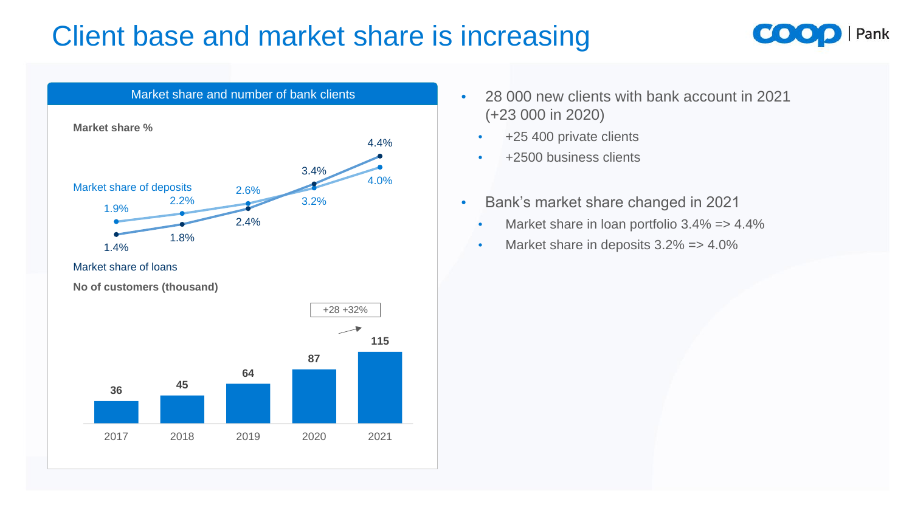# Client base and market share is increasing

## Market share and number of bank clients

**Market share %**

| | 2017 | 2018 | 2019 | 2020 | 2021 |
|---|---|---|---|---|---|
| Market share of deposits | 1.9% | 2.2% | 2.6% | 3.2% | 4.0% |
| Market share of loans | 1.4% | 1.8% | 2.4% | 3.4% | 4.4% |

**No of customers (thousand)**

| 2017 | 2018 | 2019 | 2020 | 2021 |
|---|---|---|---|---|
| 36 | 45 | 64 | 87 | 115 |

+28 +32%

- 28 000 new clients with bank account in 2021 (+23 000 in 2020)
  - +25 400 private clients
  - +2500 business clients
- Bank's market share changed in 2021
  - Market share in loan portfolio 3.4% => 4.4%
  - Market share in deposits 3.2% => 4.0%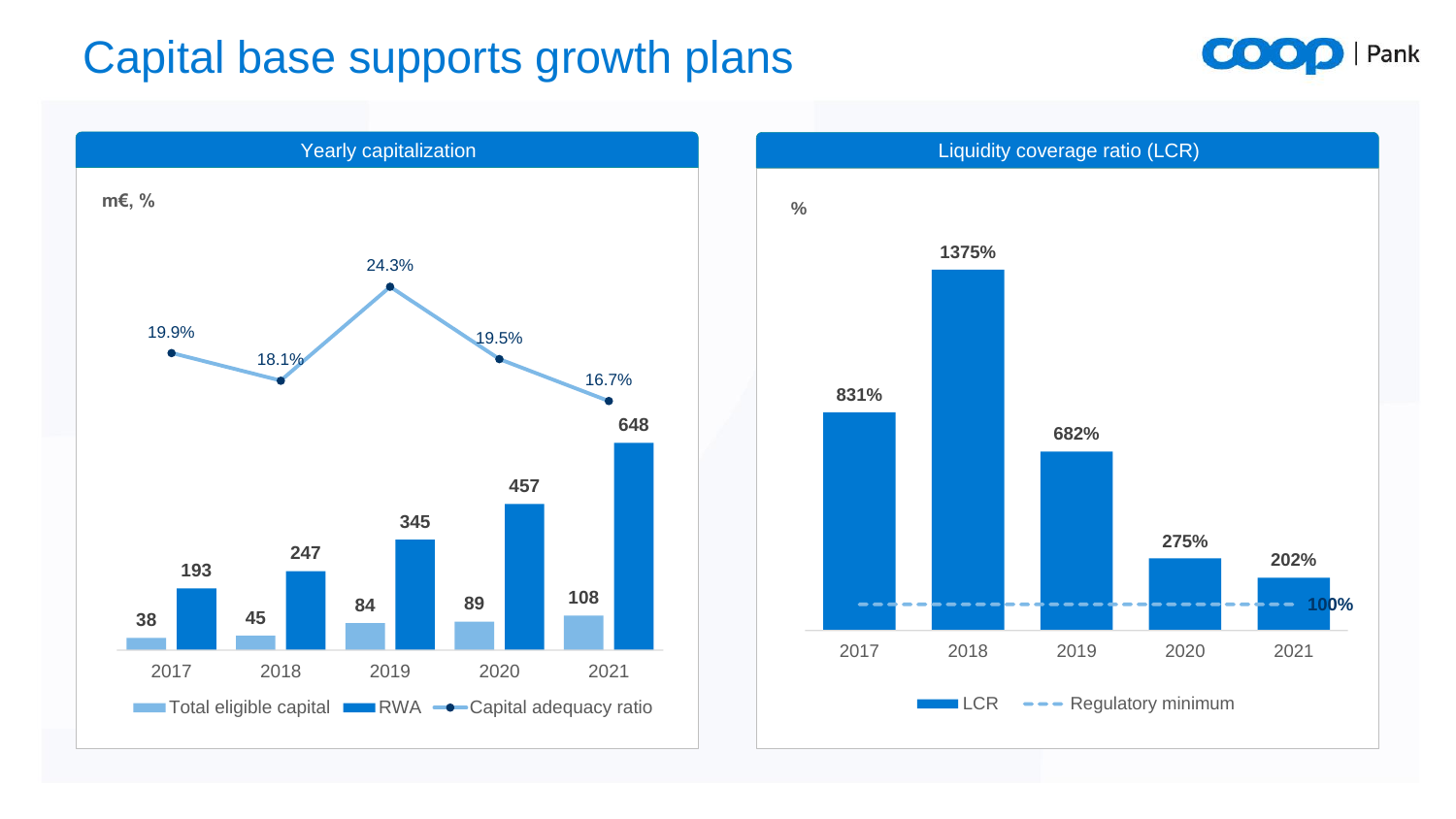# Capital base supports growth plans

## Yearly capitalization

m€, %

| | 2017 | 2018 | 2019 | 2020 | 2021 |
|---|---|---|---|---|---|
| Total eligible capital | 38 | 45 | 84 | 89 | 108 |
| RWA | 193 | 247 | 345 | 457 | 648 |
| Capital adequacy ratio | 19.9% | 18.1% | 24.3% | 19.5% | 16.7% |

## Liquidity coverage ratio (LCR)

%

| | 2017 | 2018 | 2019 | 2020 | 2021 |
|---|---|---|---|---|---|
| LCR | 831% | 1375% | 682% | 275% | 202% |
| Regulatory minimum | 100% | 100% | 100% | 100% | 100% |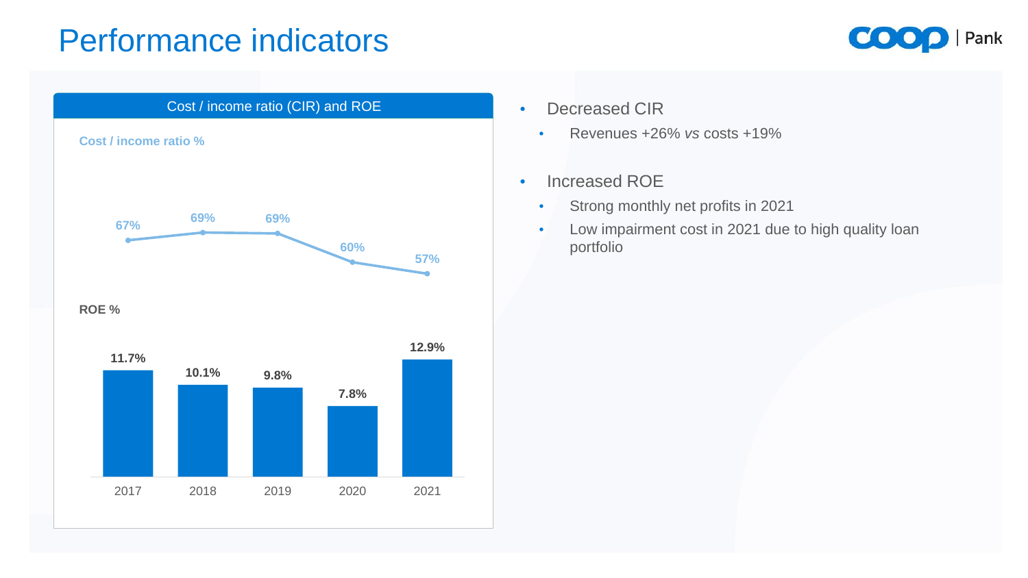# Performance indicators

## Cost / income ratio (CIR) and ROE

**Cost / income ratio %**

| | 2017 | 2018 | 2019 | 2020 | 2021 |
|---|---|---|---|---|---|
| Cost / income ratio % | 67% | 69% | 69% | 60% | 57% |
| ROE % | 11.7% | 10.1% | 9.8% | 7.8% | 12.9% |

- Decreased CIR
  - Revenues +26% *vs* costs +19%
- Increased ROE
  - Strong monthly net profits in 2021
  - Low impairment cost in 2021 due to high quality loan portfolio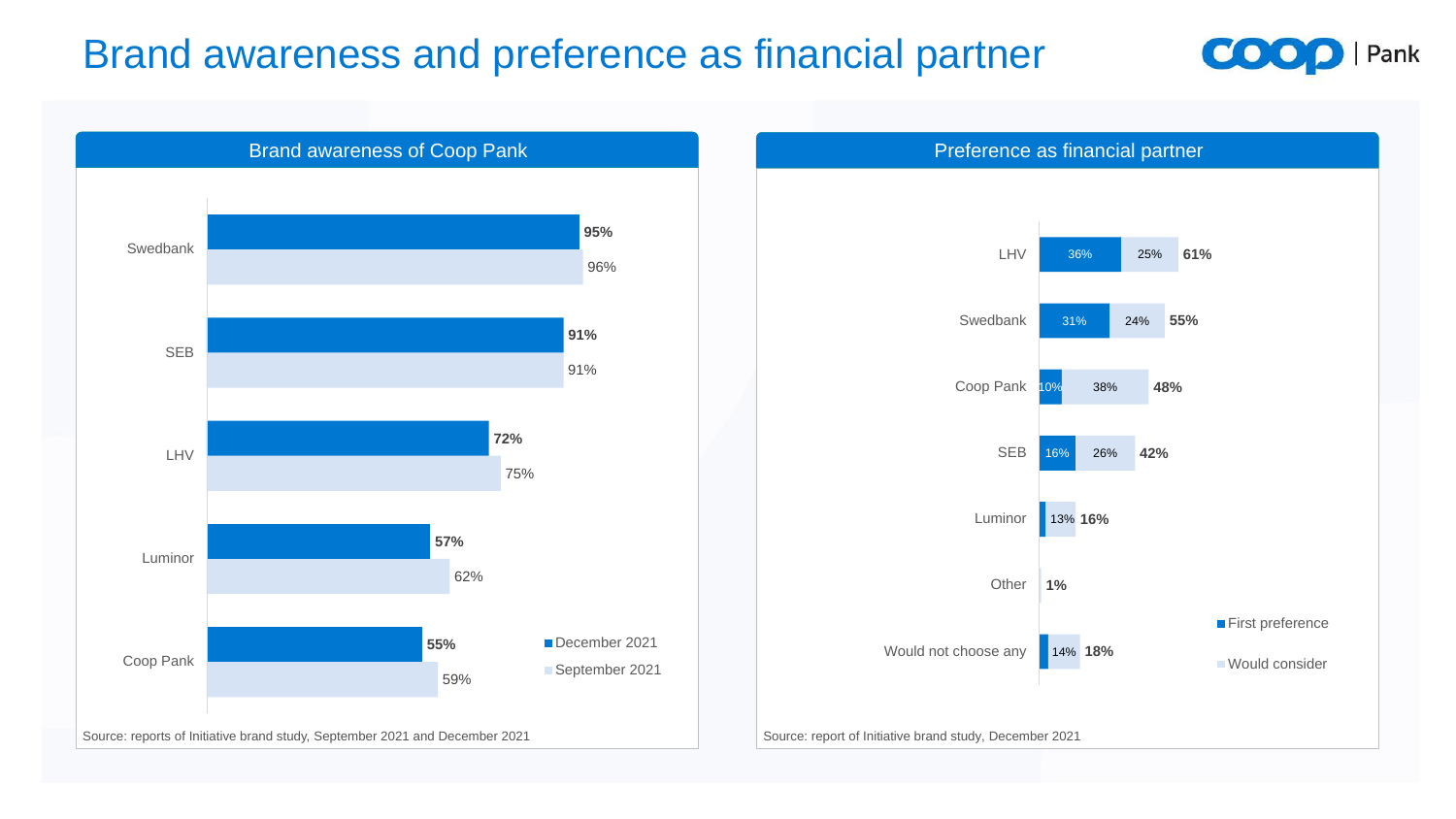# Brand awareness and preference as financial partner

## Brand awareness of Coop Pank

| | December 2021 | September 2021 |
|---|---|---|
| Swedbank | 95% | 96% |
| SEB | 91% | 91% |
| LHV | 72% | 75% |
| Luminor | 57% | 62% |
| Coop Pank | 55% | 59% |

Source: reports of Initiative brand study, September 2021 and December 2021

## Preference as financial partner

| | First preference | Would consider | Total |
|---|---|---|---|
| LHV | 36% | 25% | 61% |
| Swedbank | 31% | 24% | 55% |
| Coop Pank | 10% | 38% | 48% |
| SEB | 16% | 26% | 42% |
| Luminor | | 13% | 16% |
| Other | | | 1% |
| Would not choose any | | 14% | 18% |

Source: report of Initiative brand study, December 2021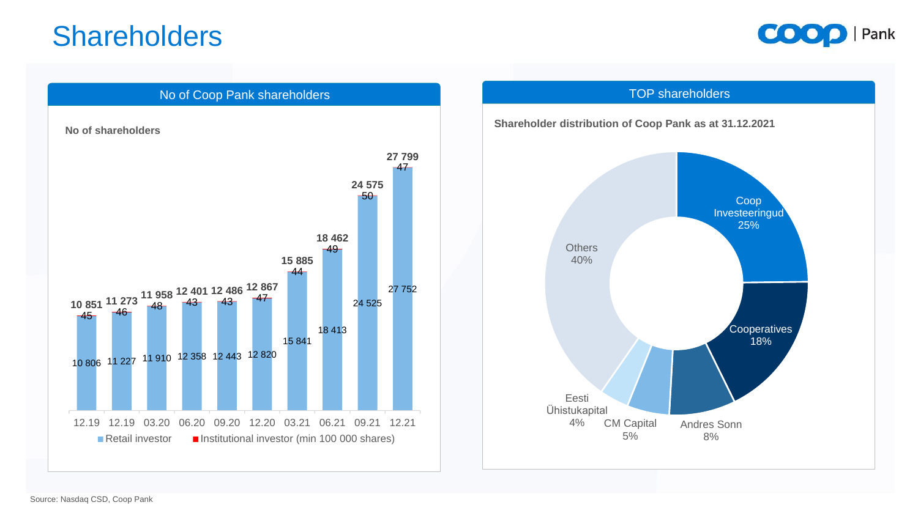# Shareholders

## No of Coop Pank shareholders

**No of shareholders**

| Period | Retail investor | Institutional investor (min 100 000 shares) | Total |
|---|---|---|---|
| 12.19 | 10 806 | 45 | 10 851 |
| 12.19 | 11 227 | 46 | 11 273 |
| 03.20 | 11 910 | 48 | 11 958 |
| 06.20 | 12 358 | 43 | 12 401 |
| 09.20 | 12 443 | 43 | 12 486 |
| 12.20 | 12 820 | 47 | 12 867 |
| 03.21 | 15 841 | 44 | 15 885 |
| 06.21 | 18 413 | 49 | 18 462 |
| 09.21 | 24 525 | 50 | 24 575 |
| 12.21 | 27 752 | 47 | 27 799 |

## TOP shareholders

**Shareholder distribution of Coop Pank as at 31.12.2021**

| Shareholder | Share |
|---|---|
| Coop Investeeringud | 25% |
| Cooperatives | 18% |
| Andres Sonn | 8% |
| CM Capital | 5% |
| Eesti Ühistukapital | 4% |
| Others | 40% |

Source: Nasdaq CSD, Coop Pank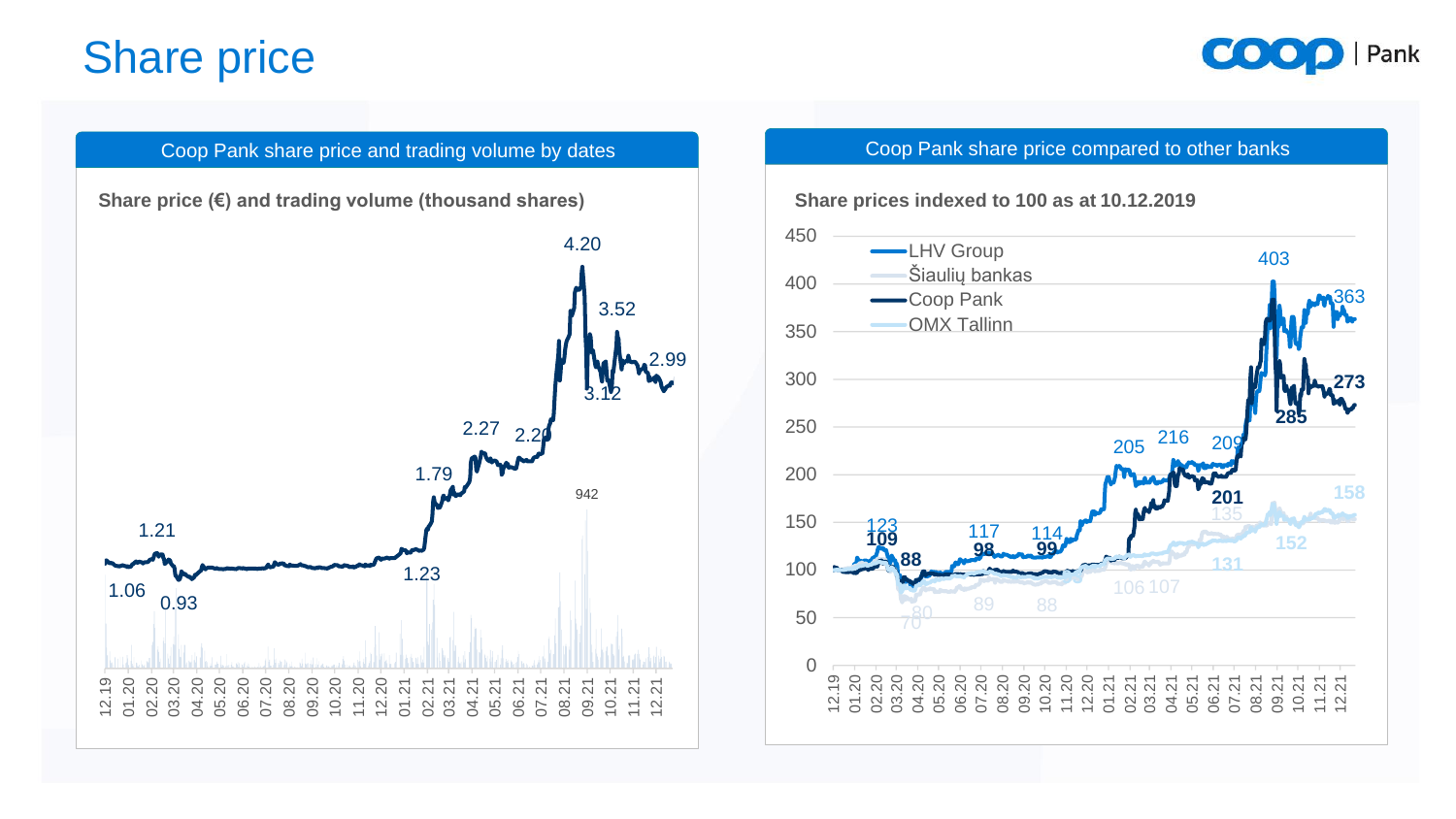# Share price

## Coop Pank share price and trading volume by dates

**Share price (€) and trading volume (thousand shares)**

4.20
3.52
2.99
3.12
2.27
2.20
1.79
1.21
1.06
0.93
1.23
942

12.19 01.20 02.20 03.20 04.20 05.20 06.20 07.20 08.20 09.20 10.20 11.20 12.20 01.21 02.21 03.21 04.21 05.21 06.21 07.21 08.21 09.21 10.21 11.21 12.21

## Coop Pank share price compared to other banks

**Share prices indexed to 100 as at 10.12.2019**

- LHV Group
- Šiaulių bankas
- Coop Pank
- OMX Tallinn

450
400
350
300
250
200
150
100
50
0

403
363
273
285
205
216
209
201
135
158
152
131
123
109
88
117
98
114
99
106
107
89
88
70
80

12.19 01.20 02.20 03.20 04.20 05.20 06.20 07.20 08.20 09.20 10.20 11.20 12.20 01.21 02.21 03.21 04.21 05.21 06.21 07.21 08.21 09.21 10.21 11.21 12.21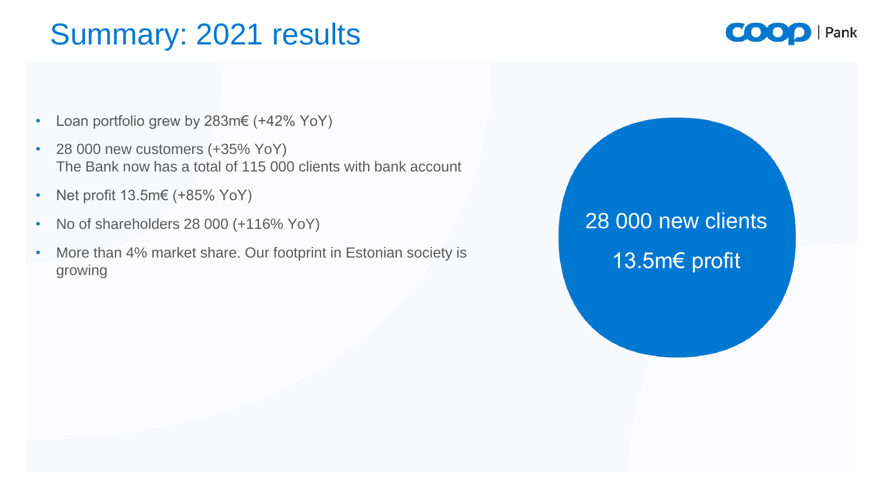# Summary: 2021 results

- Loan portfolio grew by 283m€ (+42% YoY)
- 28 000 new customers (+35% YoY)
  The Bank now has a total of 115 000 clients with bank account
- Net profit 13.5m€ (+85% YoY)
- No of shareholders 28 000 (+116% YoY)
- More than 4% market share. Our footprint in Estonian society is growing

28 000 new clients

13.5m€ profit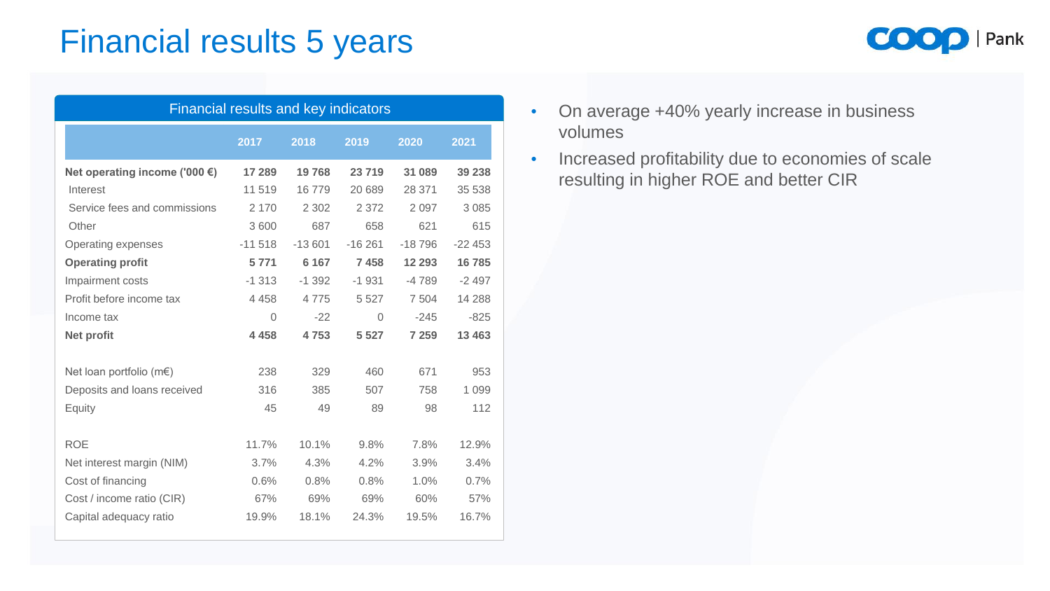# Financial results 5 years

**Financial results and key indicators**

| | 2017 | 2018 | 2019 | 2020 | 2021 |
|---|---|---|---|---|---|
| **Net operating income ('000 €)** | **17 289** | **19 768** | **23 719** | **31 089** | **39 238** |
| Interest | 11 519 | 16 779 | 20 689 | 28 371 | 35 538 |
| Service fees and commissions | 2 170 | 2 302 | 2 372 | 2 097 | 3 085 |
| Other | 3 600 | 687 | 658 | 621 | 615 |
| Operating expenses | -11 518 | -13 601 | -16 261 | -18 796 | -22 453 |
| **Operating profit** | **5 771** | **6 167** | **7 458** | **12 293** | **16 785** |
| Impairment costs | -1 313 | -1 392 | -1 931 | -4 789 | -2 497 |
| Profit before income tax | 4 458 | 4 775 | 5 527 | 7 504 | 14 288 |
| Income tax | 0 | -22 | 0 | -245 | -825 |
| **Net profit** | **4 458** | **4 753** | **5 527** | **7 259** | **13 463** |
| | | | | | |
| Net loan portfolio (m€) | 238 | 329 | 460 | 671 | 953 |
| Deposits and loans received | 316 | 385 | 507 | 758 | 1 099 |
| Equity | 45 | 49 | 89 | 98 | 112 |
| | | | | | |
| ROE | 11.7% | 10.1% | 9.8% | 7.8% | 12.9% |
| Net interest margin (NIM) | 3.7% | 4.3% | 4.2% | 3.9% | 3.4% |
| Cost of financing | 0.6% | 0.8% | 0.8% | 1.0% | 0.7% |
| Cost / income ratio (CIR) | 67% | 69% | 69% | 60% | 57% |
| Capital adequacy ratio | 19.9% | 18.1% | 24.3% | 19.5% | 16.7% |

- On average +40% yearly increase in business volumes
- Increased profitability due to economies of scale resulting in higher ROE and better CIR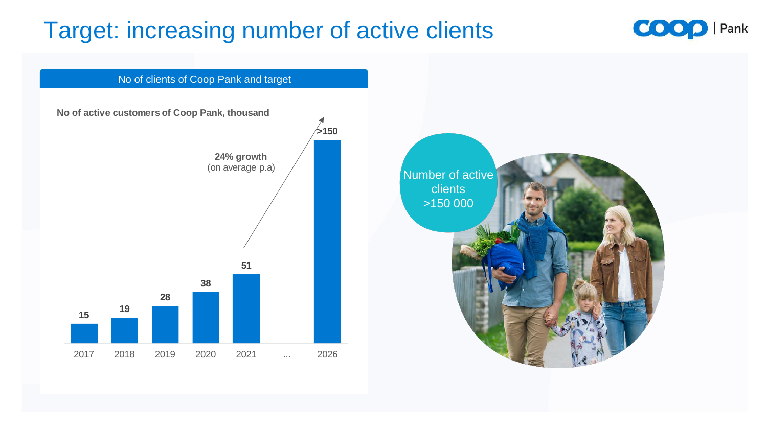# Target: increasing number of active clients

## No of clients of Coop Pank and target

**No of active customers of Coop Pank, thousand**

| Year | Active customers (thousand) |
|---|---|
| 2017 | 15 |
| 2018 | 19 |
| 2019 | 28 |
| 2020 | 38 |
| 2021 | 51 |
| ... | |
| 2026 | >150 |

**24% growth** (on average p.a)

Number of active clients >150 000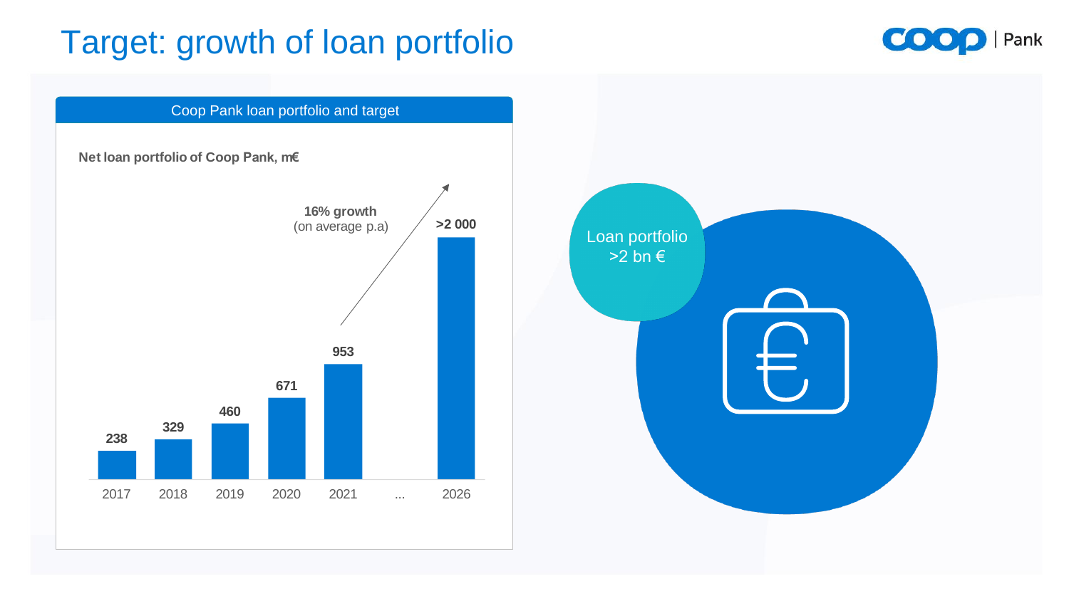# Target: growth of loan portfolio

## Coop Pank loan portfolio and target

**Net loan portfolio of Coop Pank, m€**

| Year | Net loan portfolio, m€ |
|---|---|
| 2017 | 238 |
| 2018 | 329 |
| 2019 | 460 |
| 2020 | 671 |
| 2021 | 953 |
| ... | |
| 2026 | >2 000 |

**16% growth** (on average p.a)

Loan portfolio >2 bn €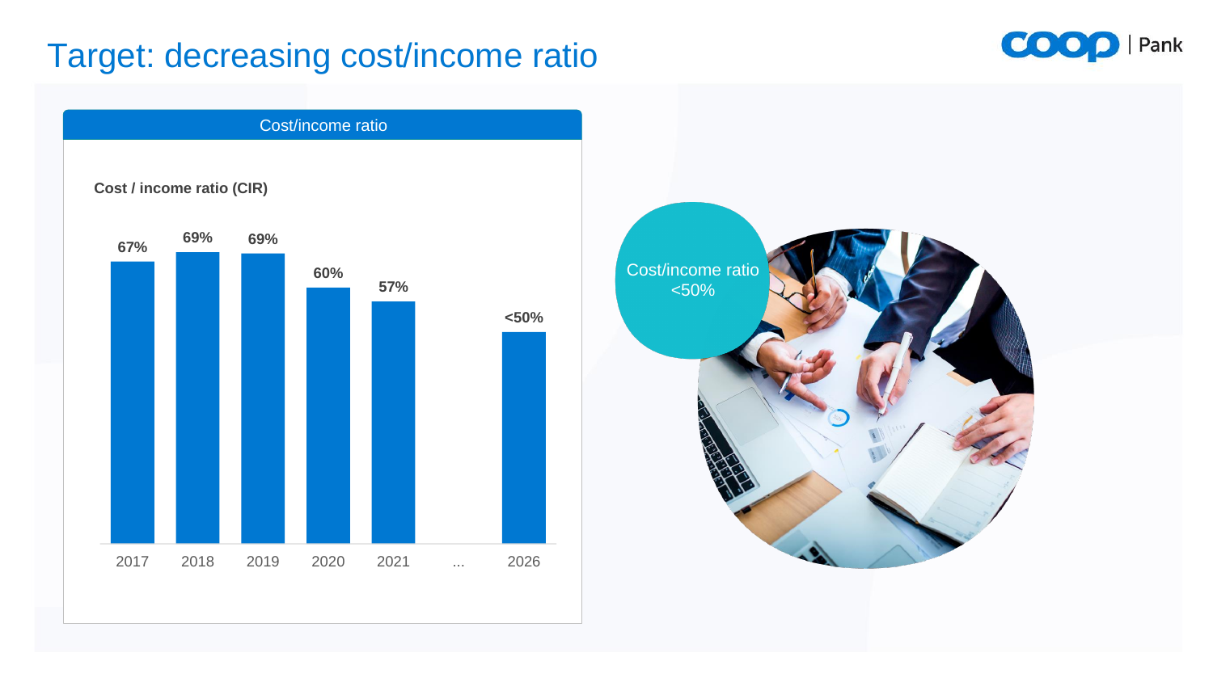# Target: decreasing cost/income ratio

## Cost/income ratio

**Cost / income ratio (CIR)**

| Year | CIR |
|---|---|
| 2017 | 67% |
| 2018 | 69% |
| 2019 | 69% |
| 2020 | 60% |
| 2021 | 57% |
| ... | |
| 2026 | <50% |

Cost/income ratio <50%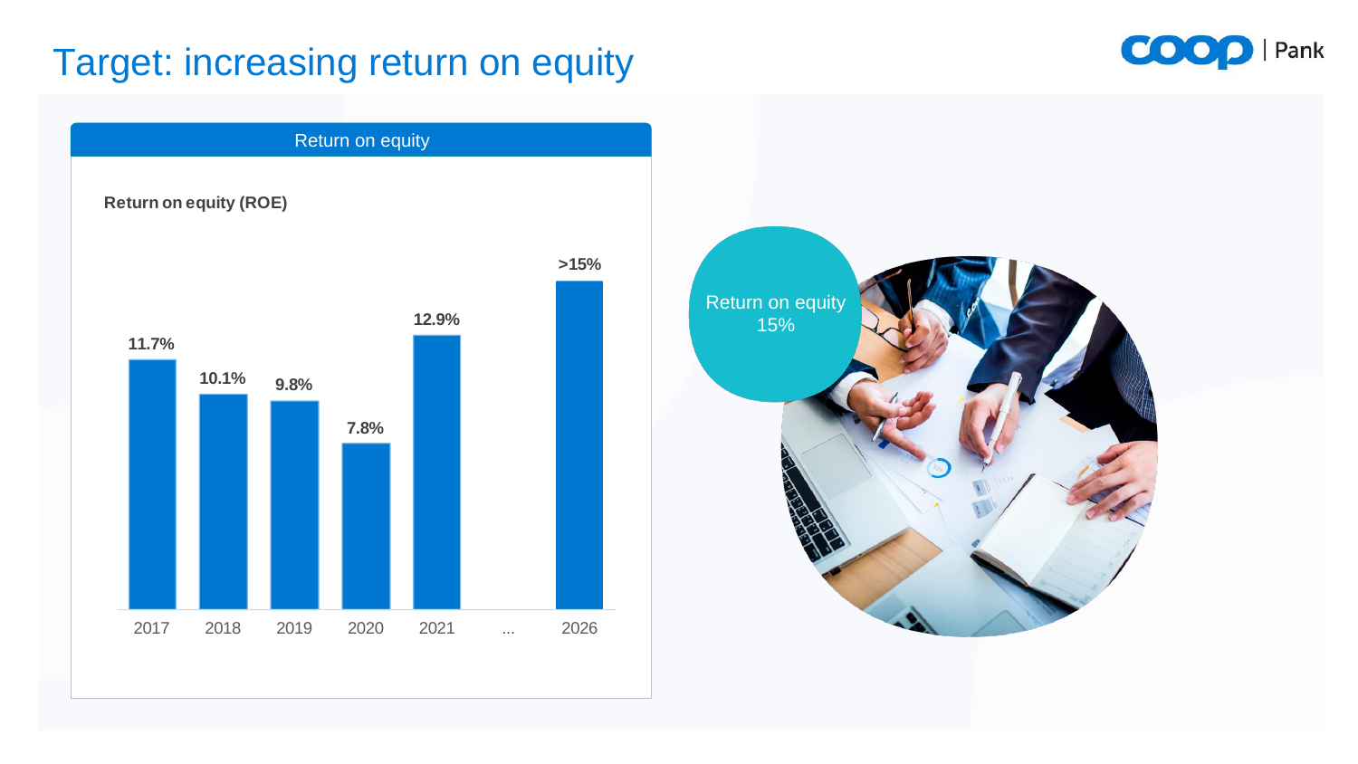# Target: increasing return on equity

## Return on equity

**Return on equity (ROE)**

| 2017 | 2018 | 2019 | 2020 | 2021 | ... | 2026 |
|---|---|---|---|---|---|---|
| 11.7% | 10.1% | 9.8% | 7.8% | 12.9% | | >15% |

Return on equity 15%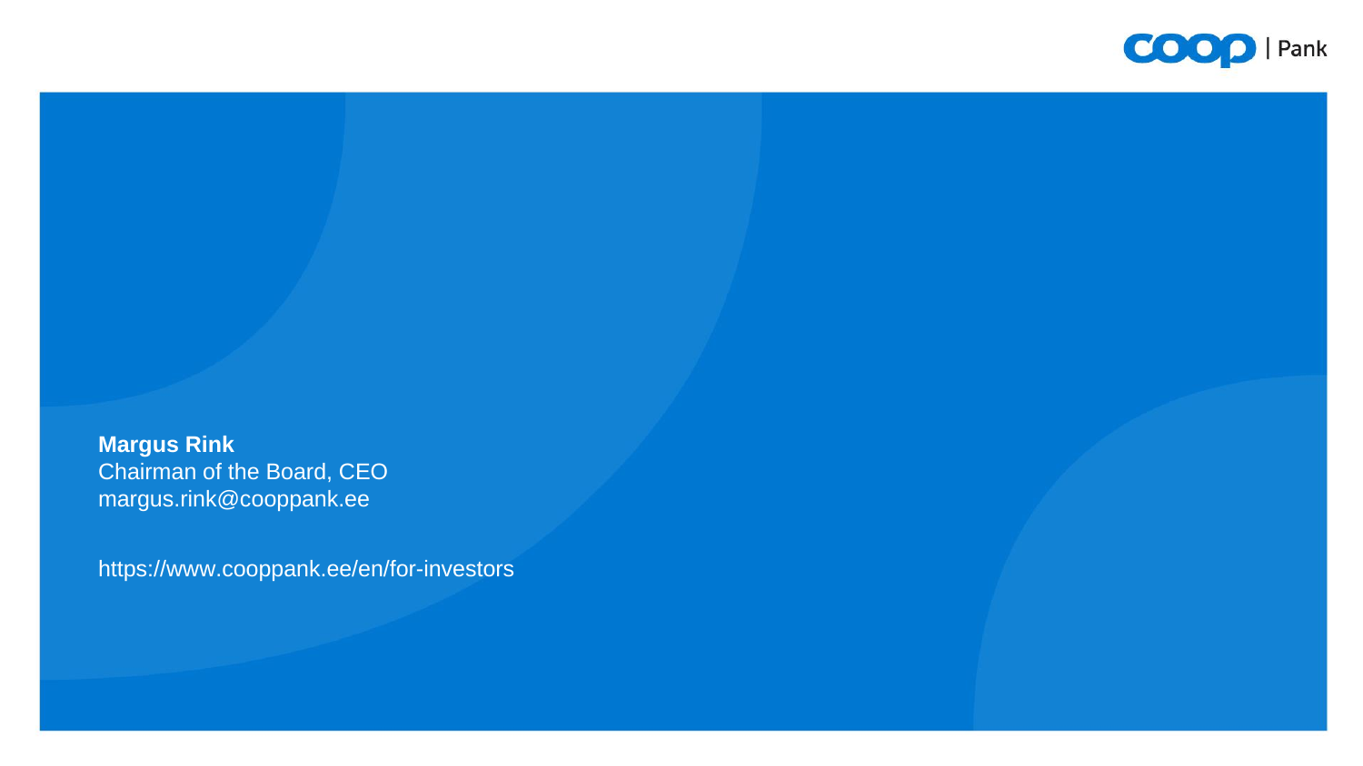**Margus Rink**
Chairman of the Board, CEO
margus.rink@cooppank.ee

https://www.cooppank.ee/en/for-investors